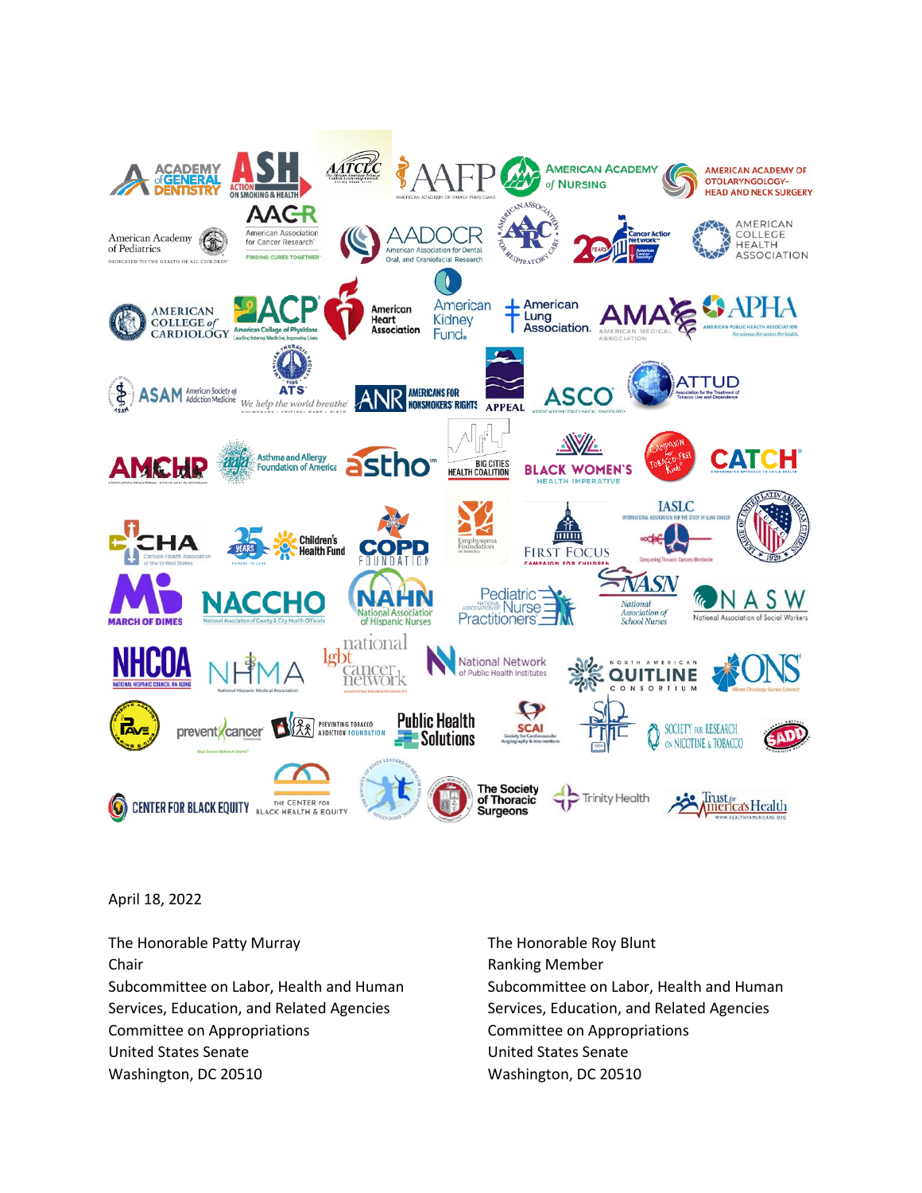April 18, 2022

The Honorable Patty Murray
Chair
Subcommittee on Labor, Health and Human Services, Education, and Related Agencies
Committee on Appropriations
United States Senate
Washington, DC 20510

The Honorable Roy Blunt
Ranking Member
Subcommittee on Labor, Health and Human Services, Education, and Related Agencies
Committee on Appropriations
United States Senate
Washington, DC 20510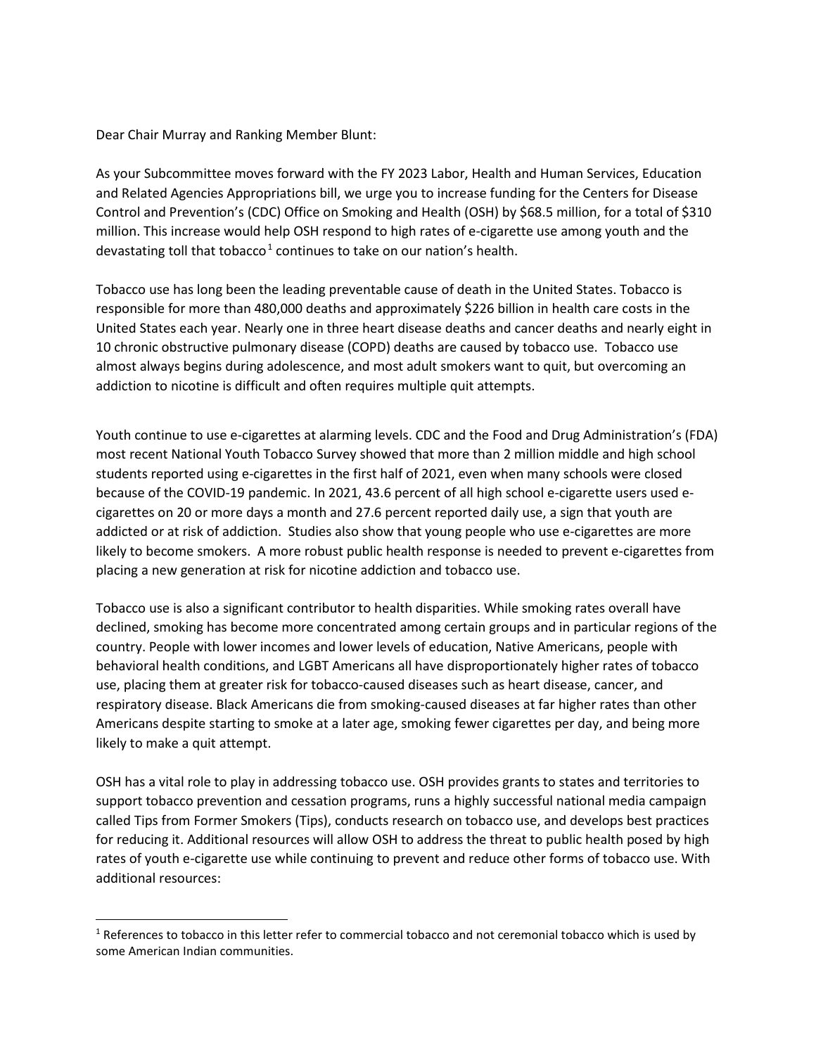Dear Chair Murray and Ranking Member Blunt:

As your Subcommittee moves forward with the FY 2023 Labor, Health and Human Services, Education and Related Agencies Appropriations bill, we urge you to increase funding for the Centers for Disease Control and Prevention's (CDC) Office on Smoking and Health (OSH) by $68.5 million, for a total of $310 million. This increase would help OSH respond to high rates of e-cigarette use among youth and the devastating toll that tobacco[1] continues to take on our nation's health.

Tobacco use has long been the leading preventable cause of death in the United States. Tobacco is responsible for more than 480,000 deaths and approximately $226 billion in health care costs in the United States each year. Nearly one in three heart disease deaths and cancer deaths and nearly eight in 10 chronic obstructive pulmonary disease (COPD) deaths are caused by tobacco use. Tobacco use almost always begins during adolescence, and most adult smokers want to quit, but overcoming an addiction to nicotine is difficult and often requires multiple quit attempts.

Youth continue to use e-cigarettes at alarming levels. CDC and the Food and Drug Administration's (FDA) most recent National Youth Tobacco Survey showed that more than 2 million middle and high school students reported using e-cigarettes in the first half of 2021, even when many schools were closed because of the COVID-19 pandemic. In 2021, 43.6 percent of all high school e-cigarette users used e-cigarettes on 20 or more days a month and 27.6 percent reported daily use, a sign that youth are addicted or at risk of addiction. Studies also show that young people who use e-cigarettes are more likely to become smokers. A more robust public health response is needed to prevent e-cigarettes from placing a new generation at risk for nicotine addiction and tobacco use.

Tobacco use is also a significant contributor to health disparities. While smoking rates overall have declined, smoking has become more concentrated among certain groups and in particular regions of the country. People with lower incomes and lower levels of education, Native Americans, people with behavioral health conditions, and LGBT Americans all have disproportionately higher rates of tobacco use, placing them at greater risk for tobacco-caused diseases such as heart disease, cancer, and respiratory disease. Black Americans die from smoking-caused diseases at far higher rates than other Americans despite starting to smoke at a later age, smoking fewer cigarettes per day, and being more likely to make a quit attempt.

OSH has a vital role to play in addressing tobacco use. OSH provides grants to states and territories to support tobacco prevention and cessation programs, runs a highly successful national media campaign called Tips from Former Smokers (Tips), conducts research on tobacco use, and develops best practices for reducing it. Additional resources will allow OSH to address the threat to public health posed by high rates of youth e-cigarette use while continuing to prevent and reduce other forms of tobacco use. With additional resources:

[1] References to tobacco in this letter refer to commercial tobacco and not ceremonial tobacco which is used by some American Indian communities.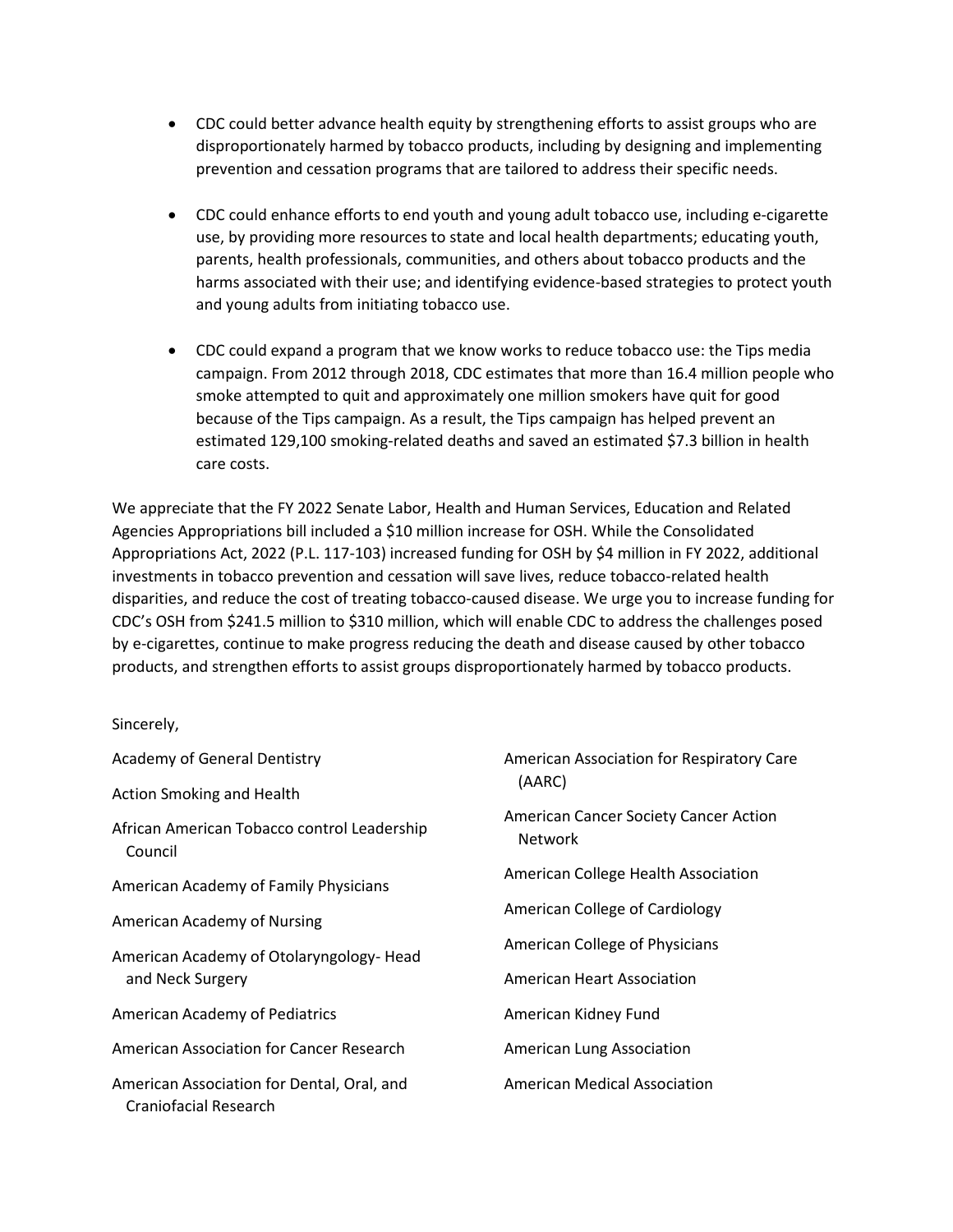- CDC could better advance health equity by strengthening efforts to assist groups who are disproportionately harmed by tobacco products, including by designing and implementing prevention and cessation programs that are tailored to address their specific needs.

- CDC could enhance efforts to end youth and young adult tobacco use, including e-cigarette use, by providing more resources to state and local health departments; educating youth, parents, health professionals, communities, and others about tobacco products and the harms associated with their use; and identifying evidence-based strategies to protect youth and young adults from initiating tobacco use.

- CDC could expand a program that we know works to reduce tobacco use: the Tips media campaign. From 2012 through 2018, CDC estimates that more than 16.4 million people who smoke attempted to quit and approximately one million smokers have quit for good because of the Tips campaign. As a result, the Tips campaign has helped prevent an estimated 129,100 smoking-related deaths and saved an estimated $7.3 billion in health care costs.

We appreciate that the FY 2022 Senate Labor, Health and Human Services, Education and Related Agencies Appropriations bill included a $10 million increase for OSH. While the Consolidated Appropriations Act, 2022 (P.L. 117-103) increased funding for OSH by $4 million in FY 2022, additional investments in tobacco prevention and cessation will save lives, reduce tobacco-related health disparities, and reduce the cost of treating tobacco-caused disease. We urge you to increase funding for CDC's OSH from $241.5 million to $310 million, which will enable CDC to address the challenges posed by e-cigarettes, continue to make progress reducing the death and disease caused by other tobacco products, and strengthen efforts to assist groups disproportionately harmed by tobacco products.

Sincerely,

Academy of General Dentistry

Action Smoking and Health

African American Tobacco control Leadership Council

American Academy of Family Physicians

American Academy of Nursing

American Academy of Otolaryngology- Head and Neck Surgery

American Academy of Pediatrics

American Association for Cancer Research

American Association for Dental, Oral, and Craniofacial Research

American Association for Respiratory Care (AARC)

American Cancer Society Cancer Action Network

American College Health Association

American College of Cardiology

American College of Physicians

American Heart Association

American Kidney Fund

American Lung Association

American Medical Association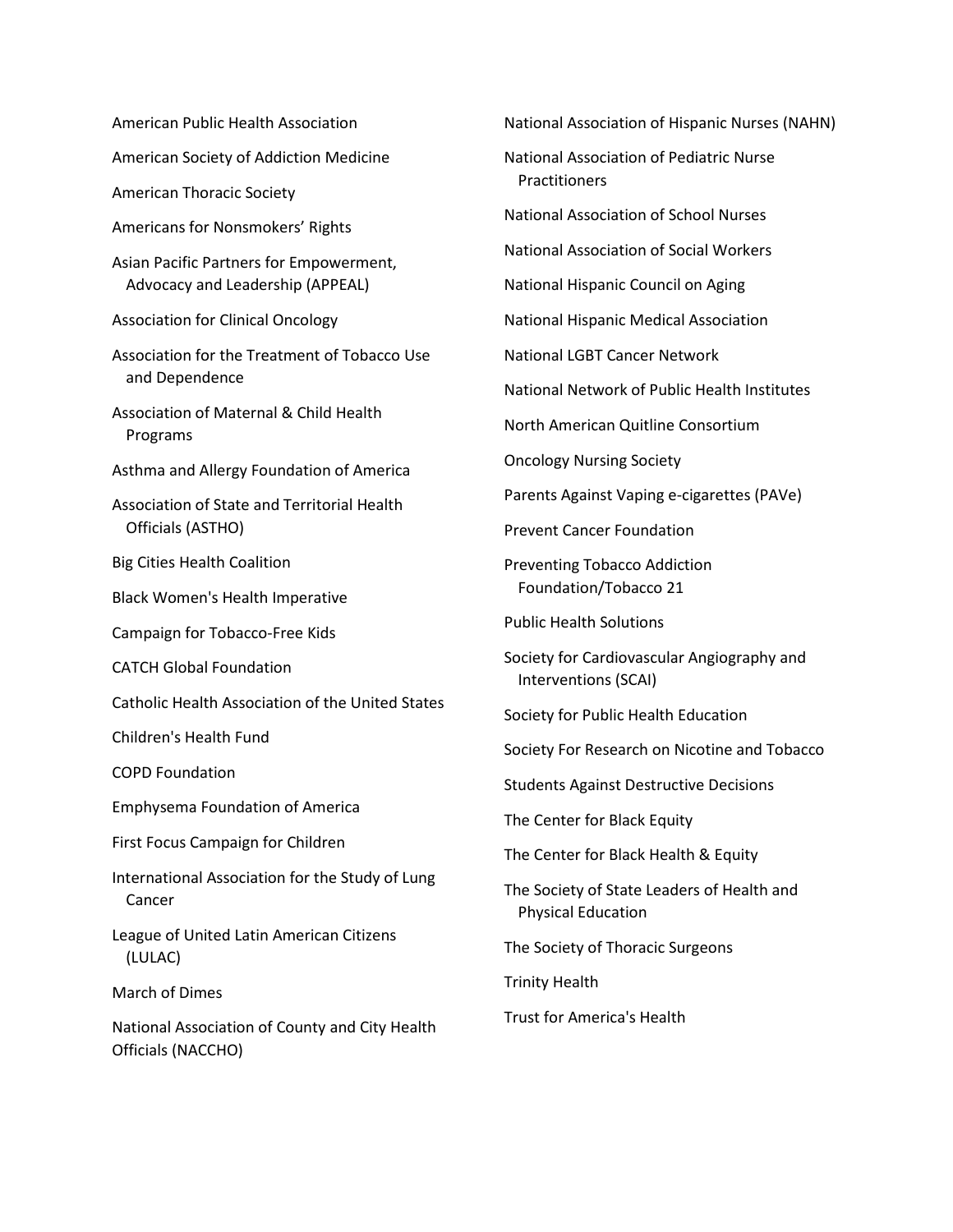American Public Health Association

American Society of Addiction Medicine

American Thoracic Society

Americans for Nonsmokers' Rights

Asian Pacific Partners for Empowerment, Advocacy and Leadership (APPEAL)

Association for Clinical Oncology

Association for the Treatment of Tobacco Use and Dependence

Association of Maternal & Child Health Programs

Asthma and Allergy Foundation of America

Association of State and Territorial Health Officials (ASTHO)

Big Cities Health Coalition

Black Women's Health Imperative

Campaign for Tobacco-Free Kids

CATCH Global Foundation

Catholic Health Association of the United States

Children's Health Fund

COPD Foundation

Emphysema Foundation of America

First Focus Campaign for Children

International Association for the Study of Lung Cancer

League of United Latin American Citizens (LULAC)

March of Dimes

National Association of County and City Health Officials (NACCHO)

National Association of Hispanic Nurses (NAHN)

National Association of Pediatric Nurse Practitioners

National Association of School Nurses

National Association of Social Workers

National Hispanic Council on Aging

National Hispanic Medical Association

National LGBT Cancer Network

National Network of Public Health Institutes

North American Quitline Consortium

Oncology Nursing Society

Parents Against Vaping e-cigarettes (PAVe)

Prevent Cancer Foundation

Preventing Tobacco Addiction Foundation/Tobacco 21

Public Health Solutions

Society for Cardiovascular Angiography and Interventions (SCAI)

Society for Public Health Education

Society For Research on Nicotine and Tobacco

Students Against Destructive Decisions

The Center for Black Equity

The Center for Black Health & Equity

The Society of State Leaders of Health and Physical Education

The Society of Thoracic Surgeons

Trinity Health

Trust for America's Health